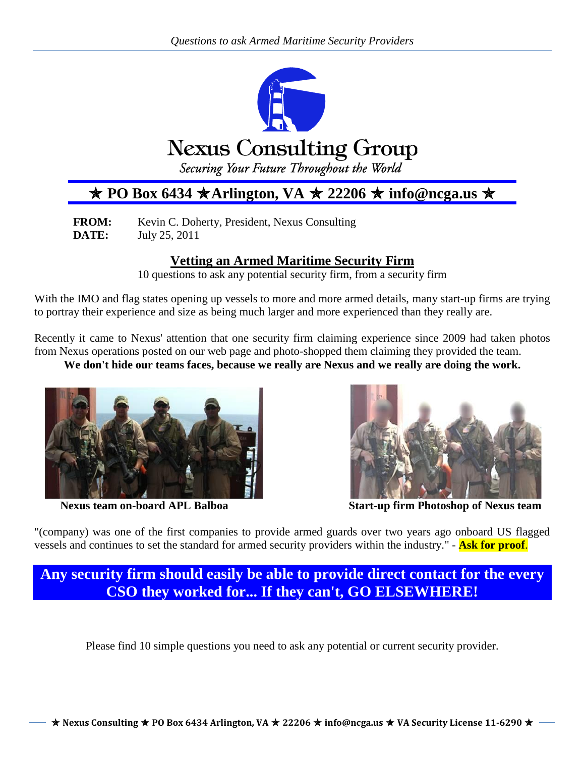# Nexus Consulting Group

*Securing Your Future Throughout the World*

**★ PO Box 6434 ★Arlington, VA ★ 22206 ★ info@ncga.us ★**

**FROM:** Kevin C. Doherty, President, Nexus Consulting
**DATE:** July 25, 2011

## Vetting an Armed Maritime Security Firm

10 questions to ask any potential security firm, from a security firm

With the IMO and flag states opening up vessels to more and more armed details, many start-up firms are trying to portray their experience and size as being much larger and more experienced than they really are.

Recently it came to Nexus' attention that one security firm claiming experience since 2009 had taken photos from Nexus operations posted on our web page and photo-shopped them claiming they provided the team.

**We don't hide our teams faces, because we really are Nexus and we really are doing the work.**

**Nexus team on-board APL Balboa**

**Start-up firm Photoshop of Nexus team**

"(company) was one of the first companies to provide armed guards over two years ago onboard US flagged vessels and continues to set the standard for armed security providers within the industry." - **Ask for proof**.

**Any security firm should easily be able to provide direct contact for the every CSO they worked for... If they can't, GO ELSEWHERE!**

Please find 10 simple questions you need to ask any potential or current security provider.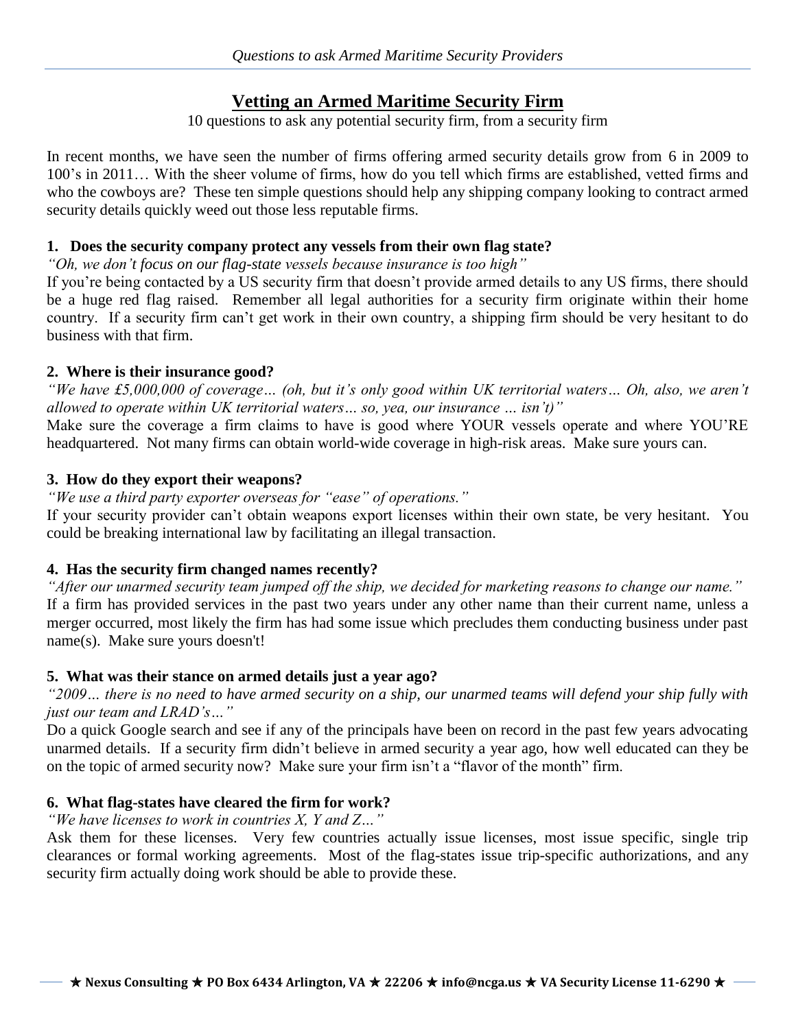# Vetting an Armed Maritime Security Firm

10 questions to ask any potential security firm, from a security firm

In recent months, we have seen the number of firms offering armed security details grow from 6 in 2009 to 100's in 2011… With the sheer volume of firms, how do you tell which firms are established, vetted firms and who the cowboys are? These ten simple questions should help any shipping company looking to contract armed security details quickly weed out those less reputable firms.

## 1. Does the security company protect any vessels from their own flag state?

*"Oh, we don't focus on our flag-state vessels because insurance is too high"*

If you're being contacted by a US security firm that doesn't provide armed details to any US firms, there should be a huge red flag raised. Remember all legal authorities for a security firm originate within their home country. If a security firm can't get work in their own country, a shipping firm should be very hesitant to do business with that firm.

## 2. Where is their insurance good?

*"We have £5,000,000 of coverage… (oh, but it's only good within UK territorial waters… Oh, also, we aren't allowed to operate within UK territorial waters… so, yea, our insurance … isn't)"*

Make sure the coverage a firm claims to have is good where YOUR vessels operate and where YOU'RE headquartered. Not many firms can obtain world-wide coverage in high-risk areas. Make sure yours can.

## 3. How do they export their weapons?

*"We use a third party exporter overseas for "ease" of operations."*

If your security provider can't obtain weapons export licenses within their own state, be very hesitant. You could be breaking international law by facilitating an illegal transaction.

## 4. Has the security firm changed names recently?

*"After our unarmed security team jumped off the ship, we decided for marketing reasons to change our name."*

If a firm has provided services in the past two years under any other name than their current name, unless a merger occurred, most likely the firm has had some issue which precludes them conducting business under past name(s). Make sure yours doesn't!

## 5. What was their stance on armed details just a year ago?

*"2009… there is no need to have armed security on a ship, our unarmed teams will defend your ship fully with just our team and LRAD's…"*

Do a quick Google search and see if any of the principals have been on record in the past few years advocating unarmed details. If a security firm didn't believe in armed security a year ago, how well educated can they be on the topic of armed security now? Make sure your firm isn't a "flavor of the month" firm.

## 6. What flag-states have cleared the firm for work?

*"We have licenses to work in countries X, Y and Z…"*

Ask them for these licenses. Very few countries actually issue licenses, most issue specific, single trip clearances or formal working agreements. Most of the flag-states issue trip-specific authorizations, and any security firm actually doing work should be able to provide these.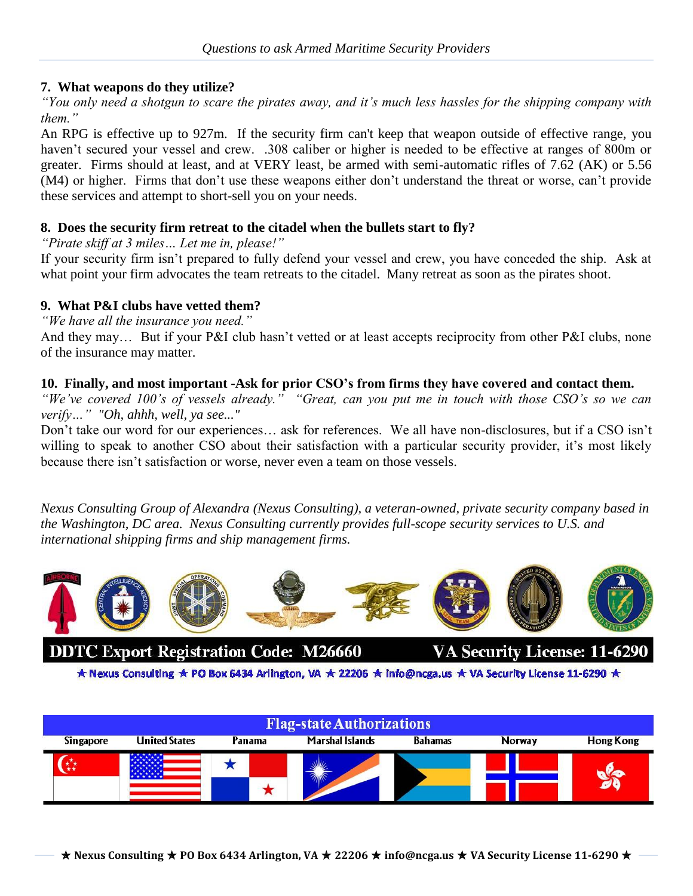### 7. What weapons do they utilize?

*"You only need a shotgun to scare the pirates away, and it's much less hassles for the shipping company with them."*

An RPG is effective up to 927m. If the security firm can't keep that weapon outside of effective range, you haven't secured your vessel and crew. .308 caliber or higher is needed to be effective at ranges of 800m or greater. Firms should at least, and at VERY least, be armed with semi-automatic rifles of 7.62 (AK) or 5.56 (M4) or higher. Firms that don't use these weapons either don't understand the threat or worse, can't provide these services and attempt to short-sell you on your needs.

### 8. Does the security firm retreat to the citadel when the bullets start to fly?

*"Pirate skiff at 3 miles… Let me in, please!"*

If your security firm isn't prepared to fully defend your vessel and crew, you have conceded the ship. Ask at what point your firm advocates the team retreats to the citadel. Many retreat as soon as the pirates shoot.

### 9. What P&I clubs have vetted them?

*"We have all the insurance you need."*

And they may… But if your P&I club hasn't vetted or at least accepts reciprocity from other P&I clubs, none of the insurance may matter.

### 10. Finally, and most important -Ask for prior CSO's from firms they have covered and contact them.

*"We've covered 100's of vessels already." "Great, can you put me in touch with those CSO's so we can verify…" "Oh, ahhh, well, ya see..."*

Don't take our word for our experiences… ask for references. We all have non-disclosures, but if a CSO isn't willing to speak to another CSO about their satisfaction with a particular security provider, it's most likely because there isn't satisfaction or worse, never even a team on those vessels.

*Nexus Consulting Group of Alexandra (Nexus Consulting), a veteran-owned, private security company based in the Washington, DC area. Nexus Consulting currently provides full-scope security services to U.S. and international shipping firms and ship management firms.*

DDTC Export Registration Code: M26660 VA Security License: 11-6290

★ Nexus Consulting ★ PO Box 6434 Arlington, VA ★ 22206 ★ info@ncga.us ★ VA Security License 11-6290 ★

**Flag-state Authorizations**

| Singapore | United States | Panama | Marshal Islands | Bahamas | Norway | Hong Kong |
|---|---|---|---|---|---|---|